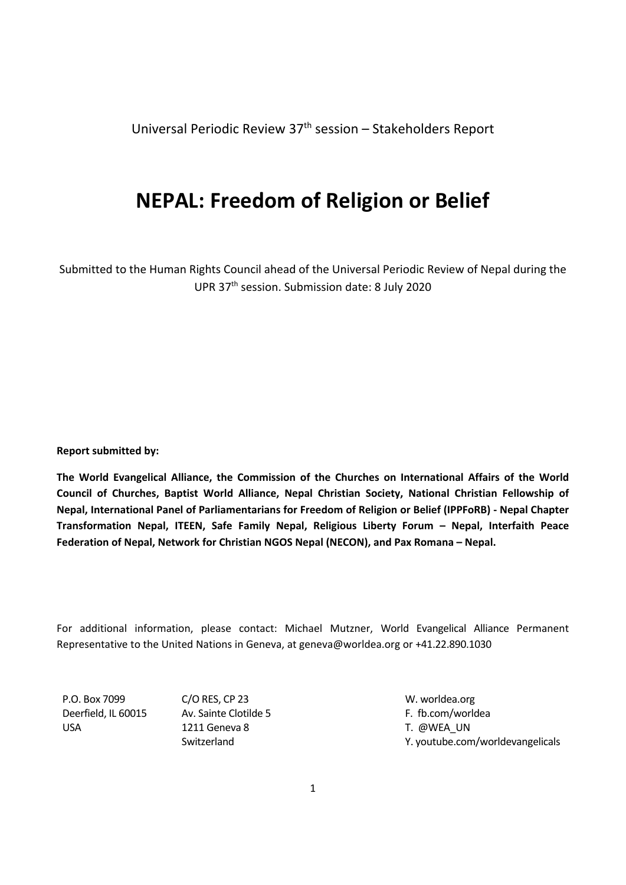Universal Periodic Review 37th session – Stakeholders Report

# NEPAL: Freedom of Religion or Belief

Submitted to the Human Rights Council ahead of the Universal Periodic Review of Nepal during the UPR 37th session. Submission date: 8 July 2020

**Report submitted by:**

**The World Evangelical Alliance, the Commission of the Churches on International Affairs of the World Council of Churches, Baptist World Alliance, Nepal Christian Society, National Christian Fellowship of Nepal, International Panel of Parliamentarians for Freedom of Religion or Belief (IPPFoRB) - Nepal Chapter Transformation Nepal, ITEEN, Safe Family Nepal, Religious Liberty Forum – Nepal, Interfaith Peace Federation of Nepal, Network for Christian NGOS Nepal (NECON), and Pax Romana – Nepal.**

For additional information, please contact: Michael Mutzner, World Evangelical Alliance Permanent Representative to the United Nations in Geneva, at geneva@worldea.org or +41.22.890.1030

P.O. Box 7099
Deerfield, IL 60015
USA

C/O RES, CP 23
Av. Sainte Clotilde 5
1211 Geneva 8
Switzerland

W. worldea.org
F. fb.com/worldea
T. @WEA_UN
Y. youtube.com/worldevangelicals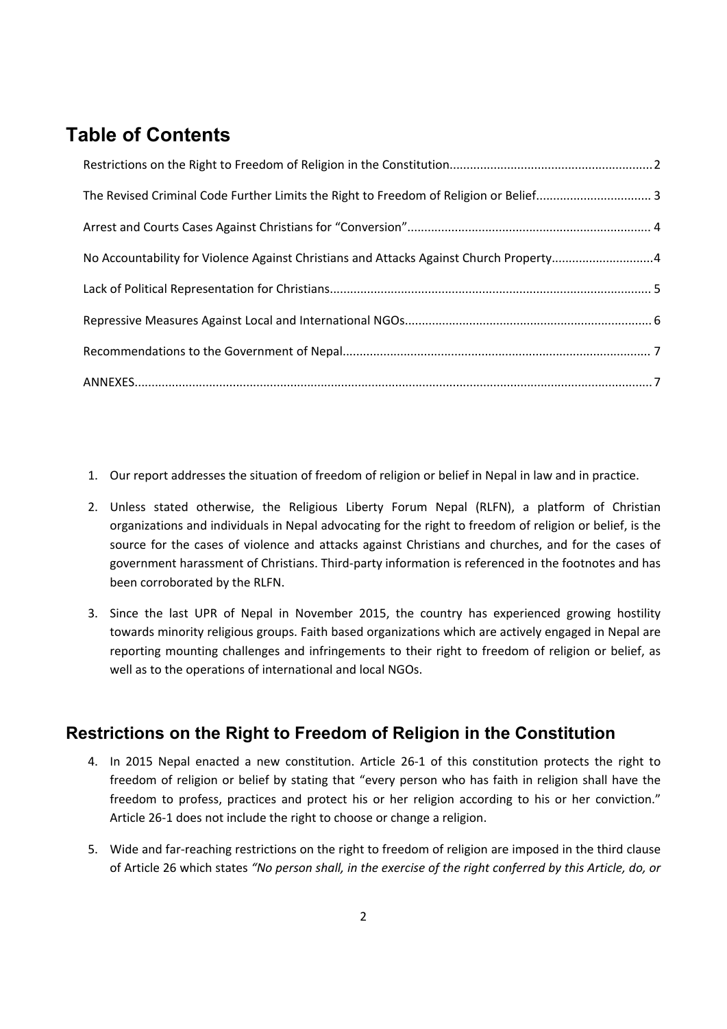# Table of Contents

- Restrictions on the Right to Freedom of Religion in the Constitution....2
- The Revised Criminal Code Further Limits the Right to Freedom of Religion or Belief....3
- Arrest and Courts Cases Against Christians for "Conversion"....4
- No Accountability for Violence Against Christians and Attacks Against Church Property....4
- Lack of Political Representation for Christians....5
- Repressive Measures Against Local and International NGOs....6
- Recommendations to the Government of Nepal....7
- ANNEXES....7

1. Our report addresses the situation of freedom of religion or belief in Nepal in law and in practice.

2. Unless stated otherwise, the Religious Liberty Forum Nepal (RLFN), a platform of Christian organizations and individuals in Nepal advocating for the right to freedom of religion or belief, is the source for the cases of violence and attacks against Christians and churches, and for the cases of government harassment of Christians. Third-party information is referenced in the footnotes and has been corroborated by the RLFN.

3. Since the last UPR of Nepal in November 2015, the country has experienced growing hostility towards minority religious groups. Faith based organizations which are actively engaged in Nepal are reporting mounting challenges and infringements to their right to freedom of religion or belief, as well as to the operations of international and local NGOs.

## Restrictions on the Right to Freedom of Religion in the Constitution

4. In 2015 Nepal enacted a new constitution. Article 26-1 of this constitution protects the right to freedom of religion or belief by stating that "every person who has faith in religion shall have the freedom to profess, practices and protect his or her religion according to his or her conviction." Article 26-1 does not include the right to choose or change a religion.

5. Wide and far-reaching restrictions on the right to freedom of religion are imposed in the third clause of Article 26 which states *"No person shall, in the exercise of the right conferred by this Article, do, or*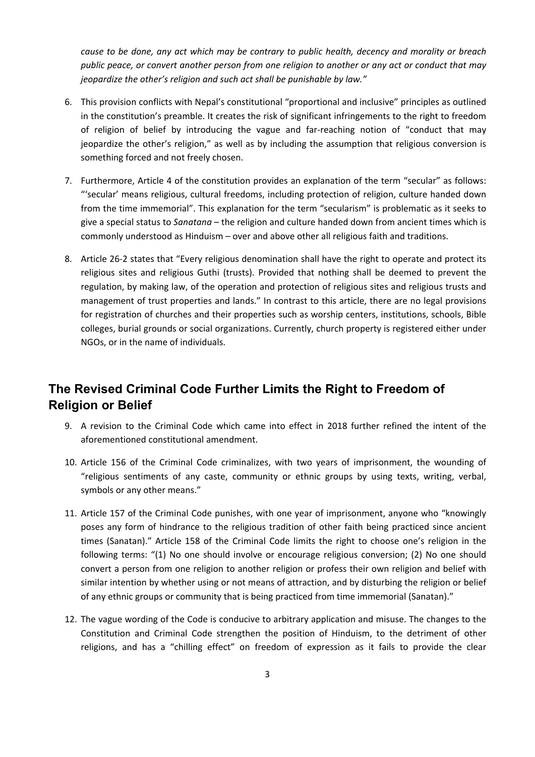*cause to be done, any act which may be contrary to public health, decency and morality or breach public peace, or convert another person from one religion to another or any act or conduct that may jeopardize the other's religion and such act shall be punishable by law."*

6. This provision conflicts with Nepal's constitutional "proportional and inclusive" principles as outlined in the constitution's preamble. It creates the risk of significant infringements to the right to freedom of religion of belief by introducing the vague and far-reaching notion of "conduct that may jeopardize the other's religion," as well as by including the assumption that religious conversion is something forced and not freely chosen.

7. Furthermore, Article 4 of the constitution provides an explanation of the term "secular" as follows: "'secular' means religious, cultural freedoms, including protection of religion, culture handed down from the time immemorial". This explanation for the term "secularism" is problematic as it seeks to give a special status to *Sanatana* – the religion and culture handed down from ancient times which is commonly understood as Hinduism – over and above other all religious faith and traditions.

8. Article 26-2 states that "Every religious denomination shall have the right to operate and protect its religious sites and religious Guthi (trusts). Provided that nothing shall be deemed to prevent the regulation, by making law, of the operation and protection of religious sites and religious trusts and management of trust properties and lands." In contrast to this article, there are no legal provisions for registration of churches and their properties such as worship centers, institutions, schools, Bible colleges, burial grounds or social organizations. Currently, church property is registered either under NGOs, or in the name of individuals.

## The Revised Criminal Code Further Limits the Right to Freedom of Religion or Belief

9. A revision to the Criminal Code which came into effect in 2018 further refined the intent of the aforementioned constitutional amendment.

10. Article 156 of the Criminal Code criminalizes, with two years of imprisonment, the wounding of "religious sentiments of any caste, community or ethnic groups by using texts, writing, verbal, symbols or any other means."

11. Article 157 of the Criminal Code punishes, with one year of imprisonment, anyone who "knowingly poses any form of hindrance to the religious tradition of other faith being practiced since ancient times (Sanatan)." Article 158 of the Criminal Code limits the right to choose one's religion in the following terms: "(1) No one should involve or encourage religious conversion; (2) No one should convert a person from one religion to another religion or profess their own religion and belief with similar intention by whether using or not means of attraction, and by disturbing the religion or belief of any ethnic groups or community that is being practiced from time immemorial (Sanatan)."

12. The vague wording of the Code is conducive to arbitrary application and misuse. The changes to the Constitution and Criminal Code strengthen the position of Hinduism, to the detriment of other religions, and has a "chilling effect" on freedom of expression as it fails to provide the clear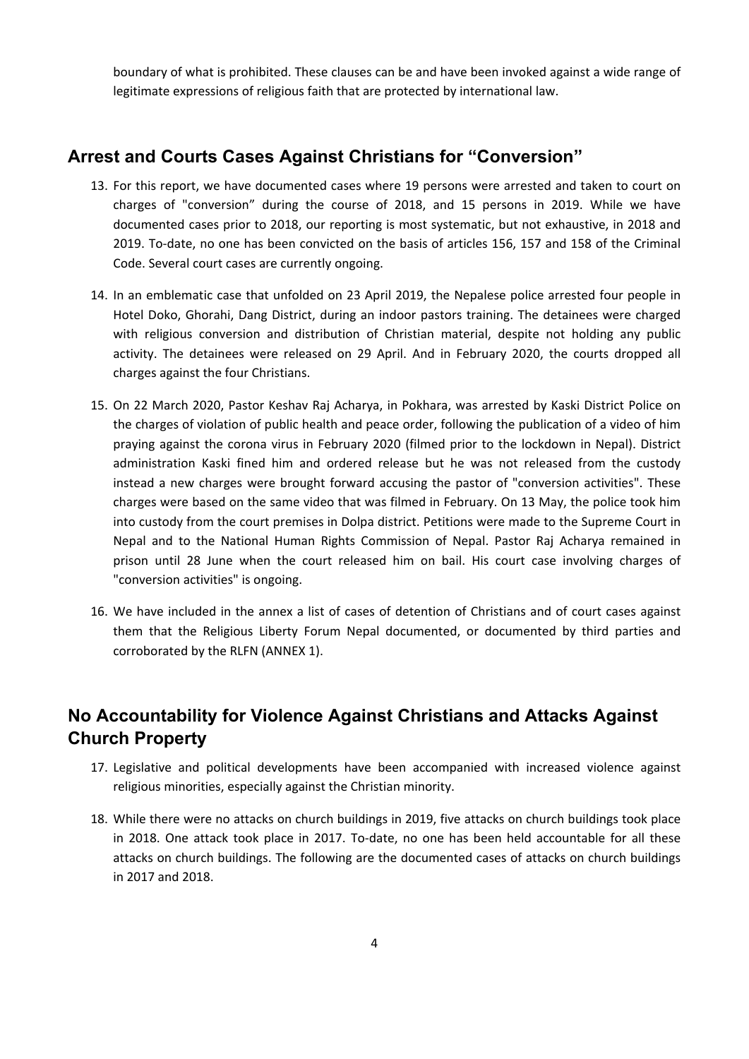boundary of what is prohibited. These clauses can be and have been invoked against a wide range of legitimate expressions of religious faith that are protected by international law.

## Arrest and Courts Cases Against Christians for "Conversion"

13. For this report, we have documented cases where 19 persons were arrested and taken to court on charges of "conversion" during the course of 2018, and 15 persons in 2019. While we have documented cases prior to 2018, our reporting is most systematic, but not exhaustive, in 2018 and 2019. To-date, no one has been convicted on the basis of articles 156, 157 and 158 of the Criminal Code. Several court cases are currently ongoing.

14. In an emblematic case that unfolded on 23 April 2019, the Nepalese police arrested four people in Hotel Doko, Ghorahi, Dang District, during an indoor pastors training. The detainees were charged with religious conversion and distribution of Christian material, despite not holding any public activity. The detainees were released on 29 April. And in February 2020, the courts dropped all charges against the four Christians.

15. On 22 March 2020, Pastor Keshav Raj Acharya, in Pokhara, was arrested by Kaski District Police on the charges of violation of public health and peace order, following the publication of a video of him praying against the corona virus in February 2020 (filmed prior to the lockdown in Nepal). District administration Kaski fined him and ordered release but he was not released from the custody instead a new charges were brought forward accusing the pastor of "conversion activities". These charges were based on the same video that was filmed in February. On 13 May, the police took him into custody from the court premises in Dolpa district. Petitions were made to the Supreme Court in Nepal and to the National Human Rights Commission of Nepal. Pastor Raj Acharya remained in prison until 28 June when the court released him on bail. His court case involving charges of "conversion activities" is ongoing.

16. We have included in the annex a list of cases of detention of Christians and of court cases against them that the Religious Liberty Forum Nepal documented, or documented by third parties and corroborated by the RLFN (ANNEX 1).

## No Accountability for Violence Against Christians and Attacks Against Church Property

17. Legislative and political developments have been accompanied with increased violence against religious minorities, especially against the Christian minority.

18. While there were no attacks on church buildings in 2019, five attacks on church buildings took place in 2018. One attack took place in 2017. To-date, no one has been held accountable for all these attacks on church buildings. The following are the documented cases of attacks on church buildings in 2017 and 2018.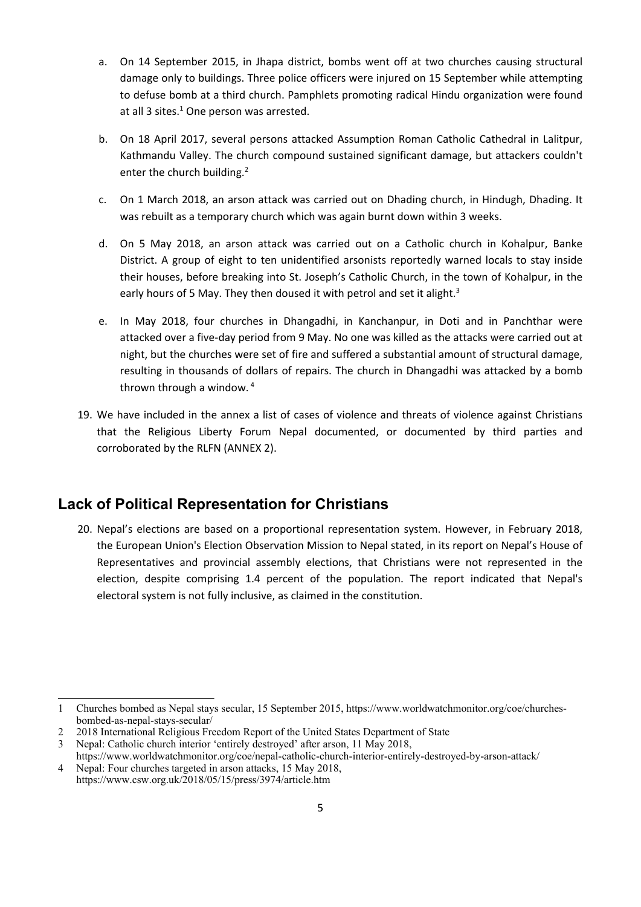a. On 14 September 2015, in Jhapa district, bombs went off at two churches causing structural damage only to buildings. Three police officers were injured on 15 September while attempting to defuse bomb at a third church. Pamphlets promoting radical Hindu organization were found at all 3 sites.[1] One person was arrested.

b. On 18 April 2017, several persons attacked Assumption Roman Catholic Cathedral in Lalitpur, Kathmandu Valley. The church compound sustained significant damage, but attackers couldn't enter the church building.[2]

c. On 1 March 2018, an arson attack was carried out on Dhading church, in Hindugh, Dhading. It was rebuilt as a temporary church which was again burnt down within 3 weeks.

d. On 5 May 2018, an arson attack was carried out on a Catholic church in Kohalpur, Banke District. A group of eight to ten unidentified arsonists reportedly warned locals to stay inside their houses, before breaking into St. Joseph's Catholic Church, in the town of Kohalpur, in the early hours of 5 May. They then doused it with petrol and set it alight.[3]

e. In May 2018, four churches in Dhangadhi, in Kanchanpur, in Doti and in Panchthar were attacked over a five-day period from 9 May. No one was killed as the attacks were carried out at night, but the churches were set of fire and suffered a substantial amount of structural damage, resulting in thousands of dollars of repairs. The church in Dhangadhi was attacked by a bomb thrown through a window.[4]

19. We have included in the annex a list of cases of violence and threats of violence against Christians that the Religious Liberty Forum Nepal documented, or documented by third parties and corroborated by the RLFN (ANNEX 2).

## Lack of Political Representation for Christians

20. Nepal's elections are based on a proportional representation system. However, in February 2018, the European Union's Election Observation Mission to Nepal stated, in its report on Nepal's House of Representatives and provincial assembly elections, that Christians were not represented in the election, despite comprising 1.4 percent of the population. The report indicated that Nepal's electoral system is not fully inclusive, as claimed in the constitution.

---

1 Churches bombed as Nepal stays secular, 15 September 2015, https://www.worldwatchmonitor.org/coe/churches-bombed-as-nepal-stays-secular/

2 2018 International Religious Freedom Report of the United States Department of State

3 Nepal: Catholic church interior 'entirely destroyed' after arson, 11 May 2018, https://www.worldwatchmonitor.org/coe/nepal-catholic-church-interior-entirely-destroyed-by-arson-attack/

4 Nepal: Four churches targeted in arson attacks, 15 May 2018, https://www.csw.org.uk/2018/05/15/press/3974/article.htm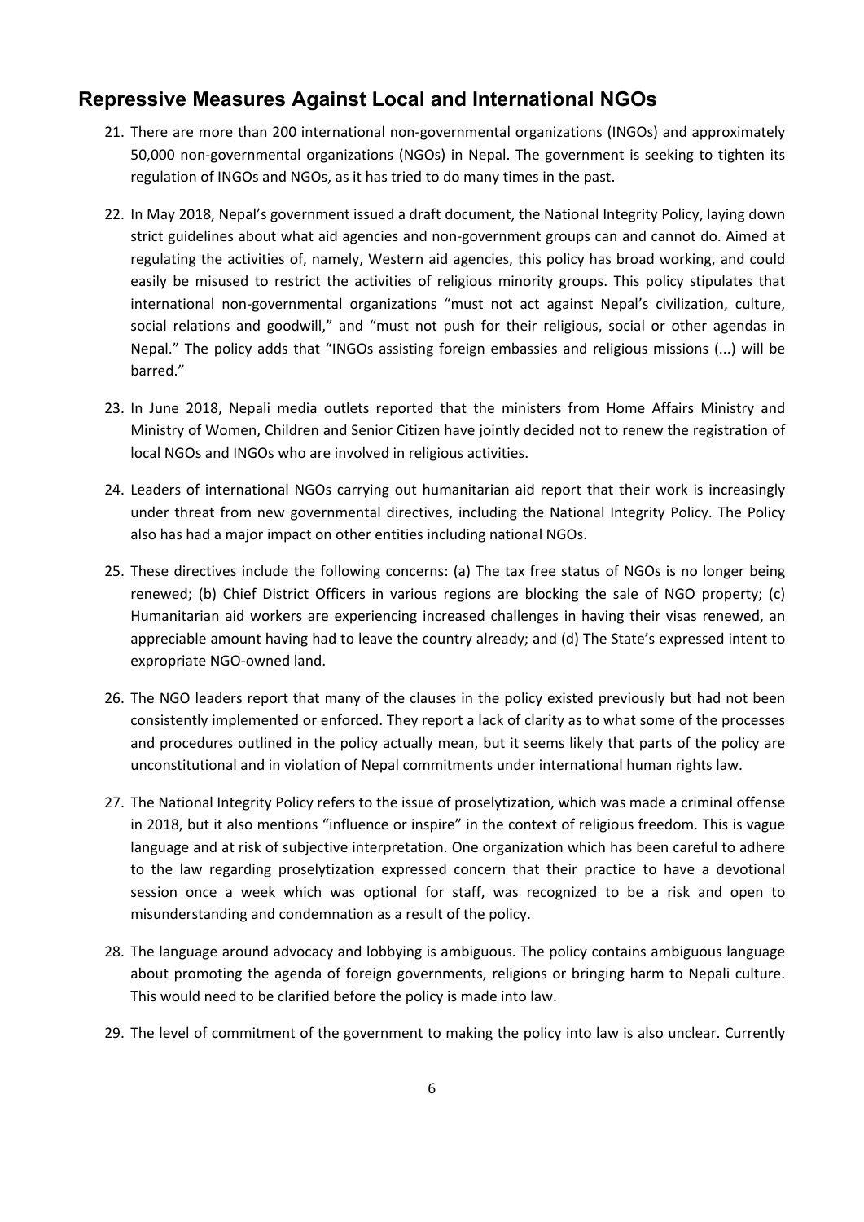## Repressive Measures Against Local and International NGOs

21. There are more than 200 international non-governmental organizations (INGOs) and approximately 50,000 non-governmental organizations (NGOs) in Nepal. The government is seeking to tighten its regulation of INGOs and NGOs, as it has tried to do many times in the past.

22. In May 2018, Nepal's government issued a draft document, the National Integrity Policy, laying down strict guidelines about what aid agencies and non-government groups can and cannot do. Aimed at regulating the activities of, namely, Western aid agencies, this policy has broad working, and could easily be misused to restrict the activities of religious minority groups. This policy stipulates that international non-governmental organizations "must not act against Nepal's civilization, culture, social relations and goodwill," and "must not push for their religious, social or other agendas in Nepal." The policy adds that "INGOs assisting foreign embassies and religious missions (...) will be barred."

23. In June 2018, Nepali media outlets reported that the ministers from Home Affairs Ministry and Ministry of Women, Children and Senior Citizen have jointly decided not to renew the registration of local NGOs and INGOs who are involved in religious activities.

24. Leaders of international NGOs carrying out humanitarian aid report that their work is increasingly under threat from new governmental directives, including the National Integrity Policy. The Policy also has had a major impact on other entities including national NGOs.

25. These directives include the following concerns: (a) The tax free status of NGOs is no longer being renewed; (b) Chief District Officers in various regions are blocking the sale of NGO property; (c) Humanitarian aid workers are experiencing increased challenges in having their visas renewed, an appreciable amount having had to leave the country already; and (d) The State's expressed intent to expropriate NGO-owned land.

26. The NGO leaders report that many of the clauses in the policy existed previously but had not been consistently implemented or enforced. They report a lack of clarity as to what some of the processes and procedures outlined in the policy actually mean, but it seems likely that parts of the policy are unconstitutional and in violation of Nepal commitments under international human rights law.

27. The National Integrity Policy refers to the issue of proselytization, which was made a criminal offense in 2018, but it also mentions "influence or inspire" in the context of religious freedom. This is vague language and at risk of subjective interpretation. One organization which has been careful to adhere to the law regarding proselytization expressed concern that their practice to have a devotional session once a week which was optional for staff, was recognized to be a risk and open to misunderstanding and condemnation as a result of the policy.

28. The language around advocacy and lobbying is ambiguous. The policy contains ambiguous language about promoting the agenda of foreign governments, religions or bringing harm to Nepali culture. This would need to be clarified before the policy is made into law.

29. The level of commitment of the government to making the policy into law is also unclear. Currently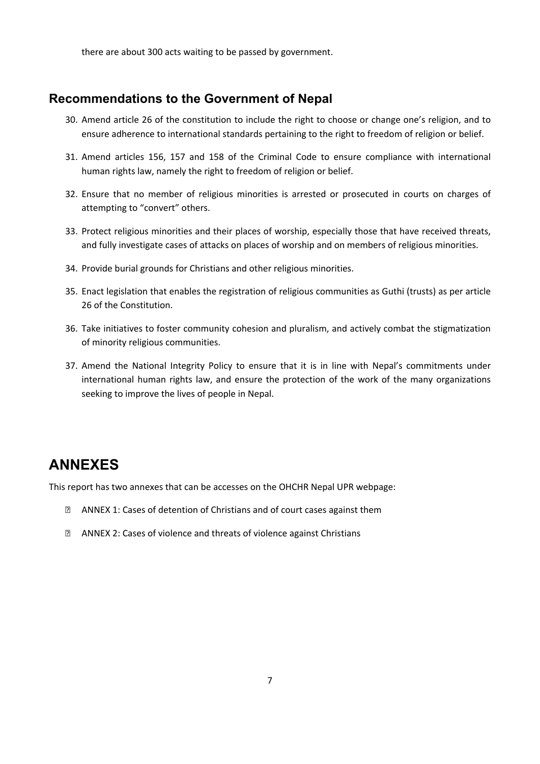there are about 300 acts waiting to be passed by government.

## Recommendations to the Government of Nepal

30. Amend article 26 of the constitution to include the right to choose or change one's religion, and to ensure adherence to international standards pertaining to the right to freedom of religion or belief.
31. Amend articles 156, 157 and 158 of the Criminal Code to ensure compliance with international human rights law, namely the right to freedom of religion or belief.
32. Ensure that no member of religious minorities is arrested or prosecuted in courts on charges of attempting to "convert" others.
33. Protect religious minorities and their places of worship, especially those that have received threats, and fully investigate cases of attacks on places of worship and on members of religious minorities.
34. Provide burial grounds for Christians and other religious minorities.
35. Enact legislation that enables the registration of religious communities as Guthi (trusts) as per article 26 of the Constitution.
36. Take initiatives to foster community cohesion and pluralism, and actively combat the stigmatization of minority religious communities.
37. Amend the National Integrity Policy to ensure that it is in line with Nepal's commitments under international human rights law, and ensure the protection of the work of the many organizations seeking to improve the lives of people in Nepal.

# ANNEXES

This report has two annexes that can be accesses on the OHCHR Nepal UPR webpage:

- ANNEX 1: Cases of detention of Christians and of court cases against them
- ANNEX 2: Cases of violence and threats of violence against Christians